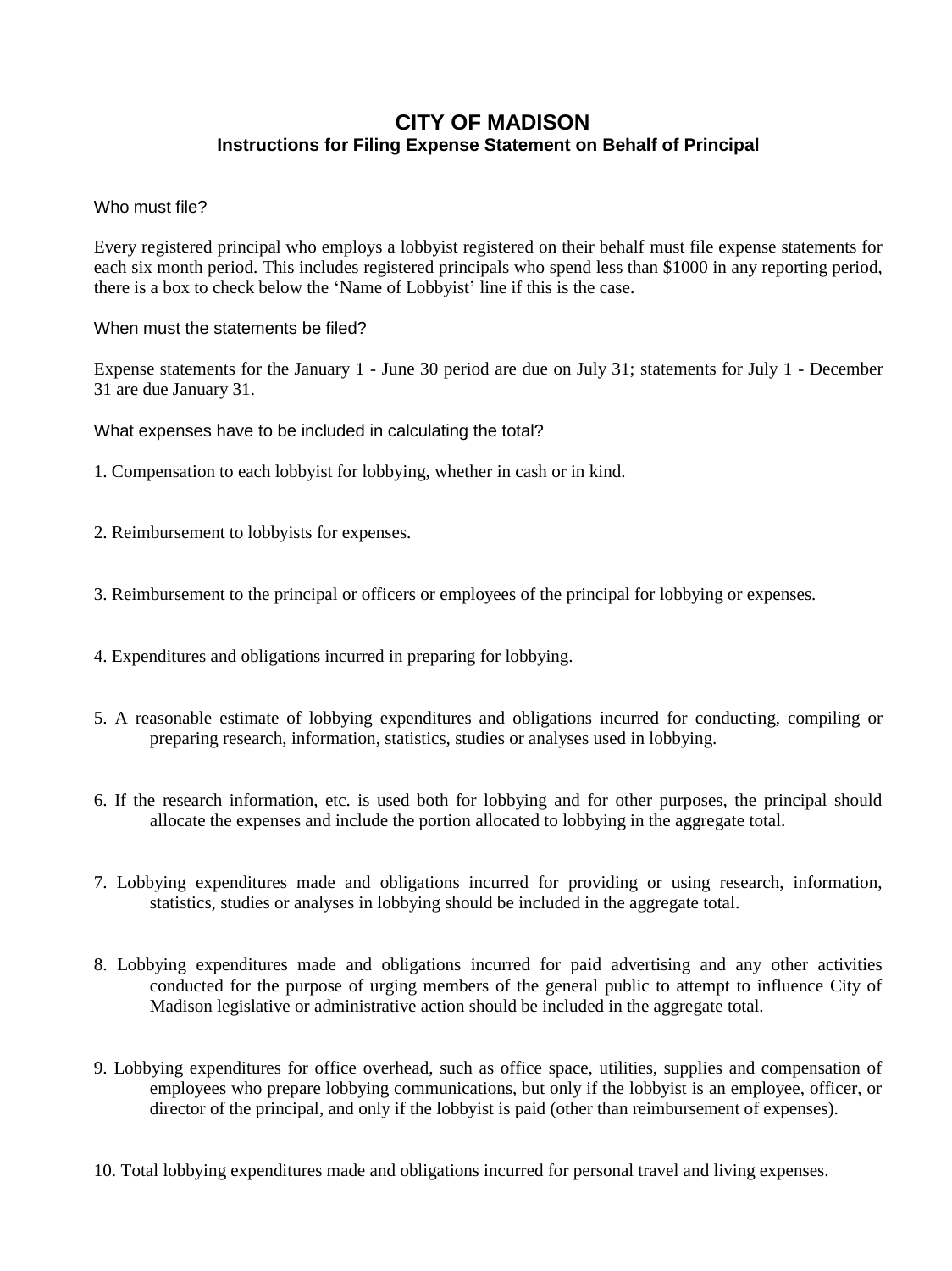# CITY OF MADISON

## Instructions for Filing Expense Statement on Behalf of Principal

### Who must file?

Every registered principal who employs a lobbyist registered on their behalf must file expense statements for each six month period. This includes registered principals who spend less than $1000 in any reporting period, there is a box to check below the 'Name of Lobbyist' line if this is the case.

### When must the statements be filed?

Expense statements for the January 1 - June 30 period are due on July 31; statements for July 1 - December 31 are due January 31.

### What expenses have to be included in calculating the total?

1. Compensation to each lobbyist for lobbying, whether in cash or in kind.

2. Reimbursement to lobbyists for expenses.

3. Reimbursement to the principal or officers or employees of the principal for lobbying or expenses.

4. Expenditures and obligations incurred in preparing for lobbying.

5. A reasonable estimate of lobbying expenditures and obligations incurred for conducting, compiling or preparing research, information, statistics, studies or analyses used in lobbying.

6. If the research information, etc. is used both for lobbying and for other purposes, the principal should allocate the expenses and include the portion allocated to lobbying in the aggregate total.

7. Lobbying expenditures made and obligations incurred for providing or using research, information, statistics, studies or analyses in lobbying should be included in the aggregate total.

8. Lobbying expenditures made and obligations incurred for paid advertising and any other activities conducted for the purpose of urging members of the general public to attempt to influence City of Madison legislative or administrative action should be included in the aggregate total.

9. Lobbying expenditures for office overhead, such as office space, utilities, supplies and compensation of employees who prepare lobbying communications, but only if the lobbyist is an employee, officer, or director of the principal, and only if the lobbyist is paid (other than reimbursement of expenses).

10. Total lobbying expenditures made and obligations incurred for personal travel and living expenses.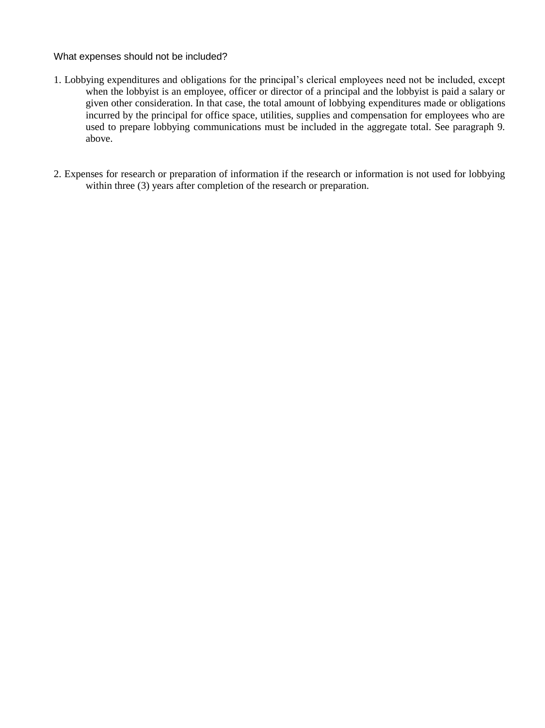What expenses should not be included?

1. Lobbying expenditures and obligations for the principal's clerical employees need not be included, except when the lobbyist is an employee, officer or director of a principal and the lobbyist is paid a salary or given other consideration. In that case, the total amount of lobbying expenditures made or obligations incurred by the principal for office space, utilities, supplies and compensation for employees who are used to prepare lobbying communications must be included in the aggregate total. See paragraph 9. above.

2. Expenses for research or preparation of information if the research or information is not used for lobbying within three (3) years after completion of the research or preparation.